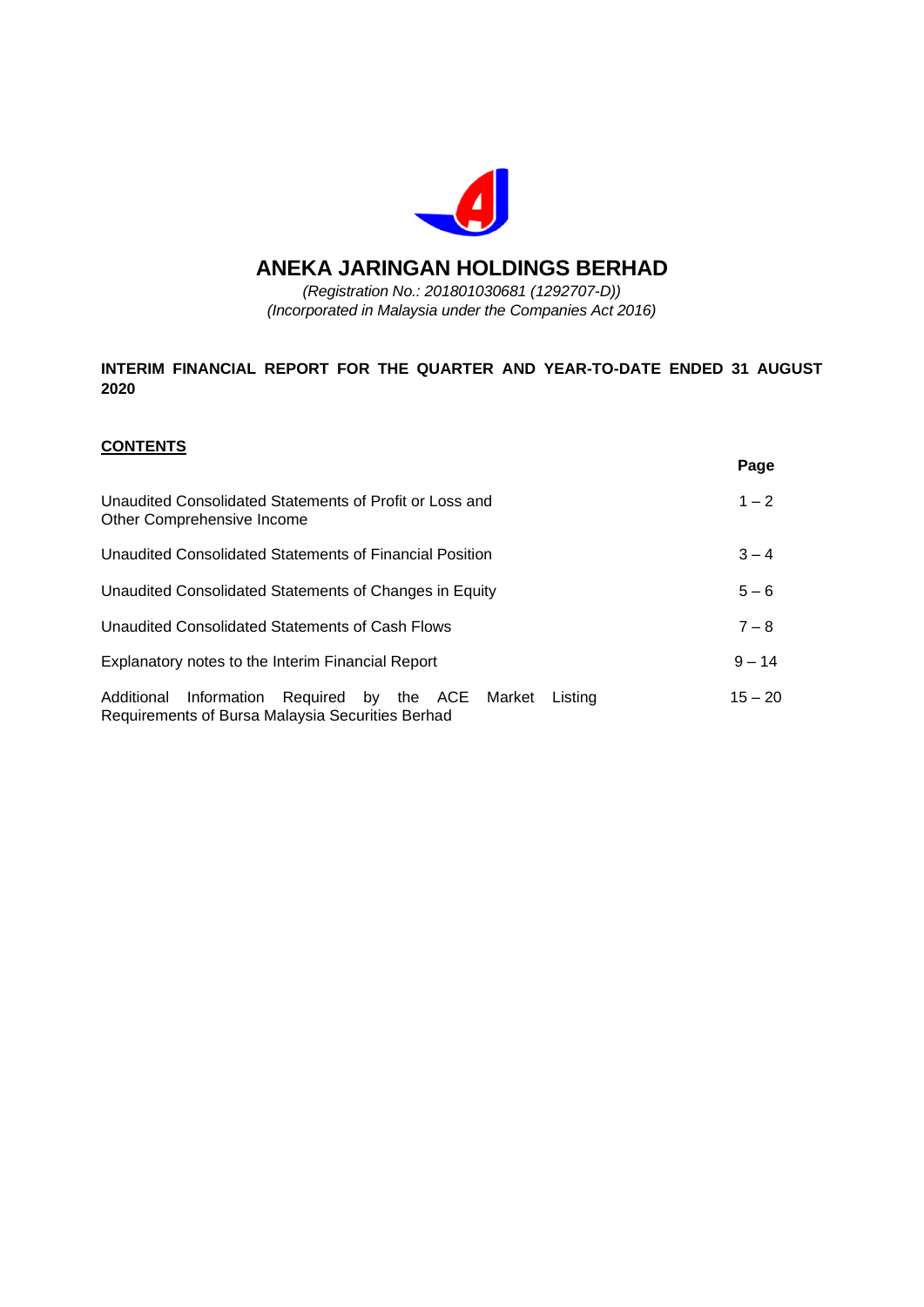# ANEKA JARINGAN HOLDINGS BERHAD

*(Registration No.: 201801030681 (1292707-D))*
*(Incorporated in Malaysia under the Companies Act 2016)*

**INTERIM FINANCIAL REPORT FOR THE QUARTER AND YEAR-TO-DATE ENDED 31 AUGUST 2020**

**<u>CONTENTS</u>**

| | **Page** |
|---|---|
| Unaudited Consolidated Statements of Profit or Loss and Other Comprehensive Income | 1 – 2 |
| Unaudited Consolidated Statements of Financial Position | 3 – 4 |
| Unaudited Consolidated Statements of Changes in Equity | 5 – 6 |
| Unaudited Consolidated Statements of Cash Flows | 7 – 8 |
| Explanatory notes to the Interim Financial Report | 9 – 14 |
| Additional Information Required by the ACE Market Listing Requirements of Bursa Malaysia Securities Berhad | 15 – 20 |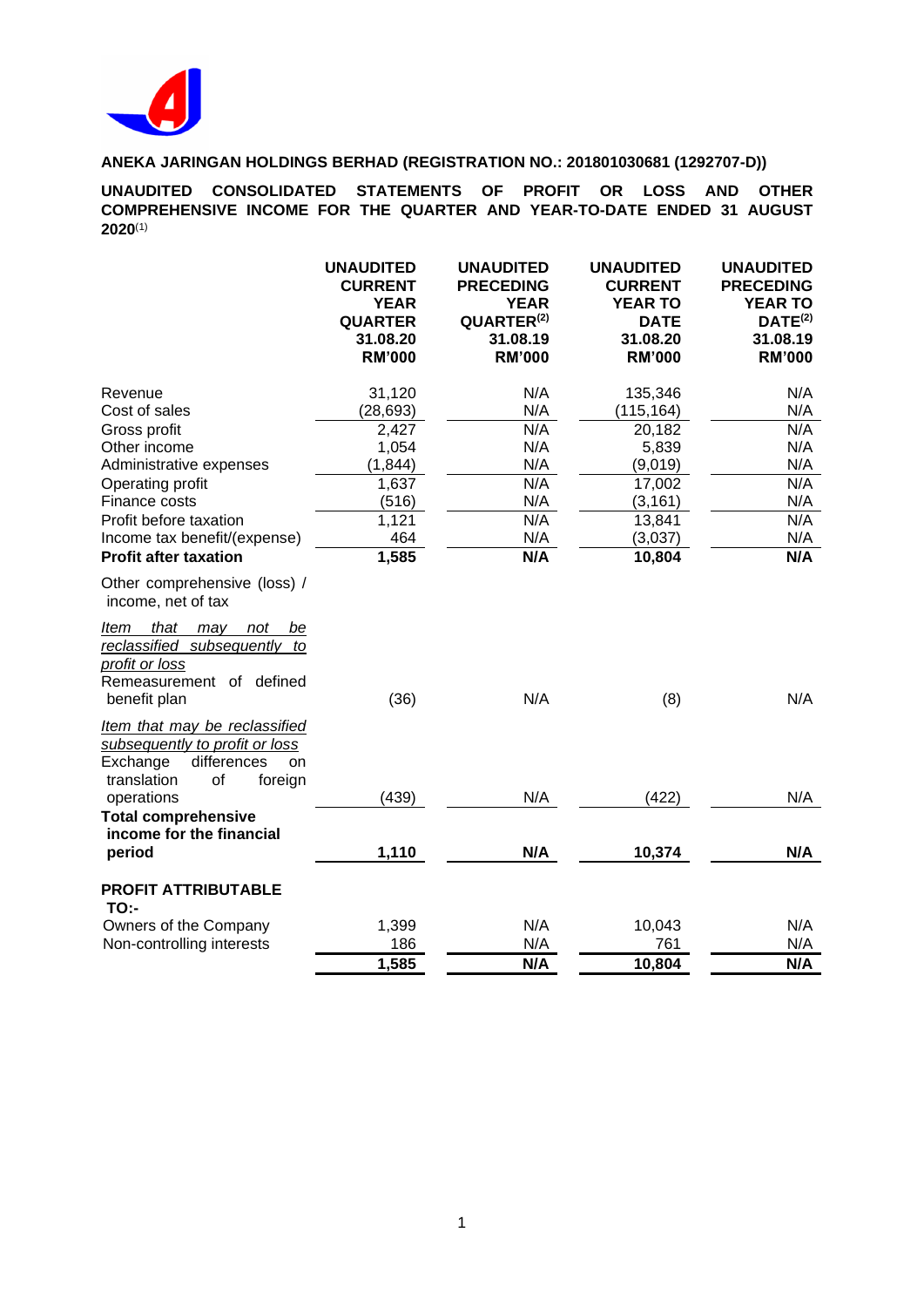**ANEKA JARINGAN HOLDINGS BERHAD (REGISTRATION NO.: 201801030681 (1292707-D))**

**UNAUDITED CONSOLIDATED STATEMENTS OF PROFIT OR LOSS AND OTHER COMPREHENSIVE INCOME FOR THE QUARTER AND YEAR-TO-DATE ENDED 31 AUGUST 2020**(1)

| | UNAUDITED CURRENT YEAR QUARTER 31.08.20 RM'000 | UNAUDITED PRECEDING YEAR QUARTER(2) 31.08.19 RM'000 | UNAUDITED CURRENT YEAR TO DATE 31.08.20 RM'000 | UNAUDITED PRECEDING YEAR TO DATE(2) 31.08.19 RM'000 |
|---|---|---|---|---|
| Revenue | 31,120 | N/A | 135,346 | N/A |
| Cost of sales | (28,693) | N/A | (115,164) | N/A |
| Gross profit | 2,427 | N/A | 20,182 | N/A |
| Other income | 1,054 | N/A | 5,839 | N/A |
| Administrative expenses | (1,844) | N/A | (9,019) | N/A |
| Operating profit | 1,637 | N/A | 17,002 | N/A |
| Finance costs | (516) | N/A | (3,161) | N/A |
| Profit before taxation | 1,121 | N/A | 13,841 | N/A |
| Income tax benefit/(expense) | 464 | N/A | (3,037) | N/A |
| **Profit after taxation** | **1,585** | **N/A** | **10,804** | **N/A** |
| Other comprehensive (loss) / income, net of tax | | | | |
| *Item that may not be reclassified subsequently to profit or loss* | | | | |
| Remeasurement of defined benefit plan | (36) | N/A | (8) | N/A |
| *Item that may be reclassified subsequently to profit or loss* | | | | |
| Exchange differences on translation of foreign operations | (439) | N/A | (422) | N/A |
| **Total comprehensive income for the financial period** | **1,110** | **N/A** | **10,374** | **N/A** |
| **PROFIT ATTRIBUTABLE TO:-** | | | | |
| Owners of the Company | 1,399 | N/A | 10,043 | N/A |
| Non-controlling interests | 186 | N/A | 761 | N/A |
| | **1,585** | **N/A** | **10,804** | **N/A** |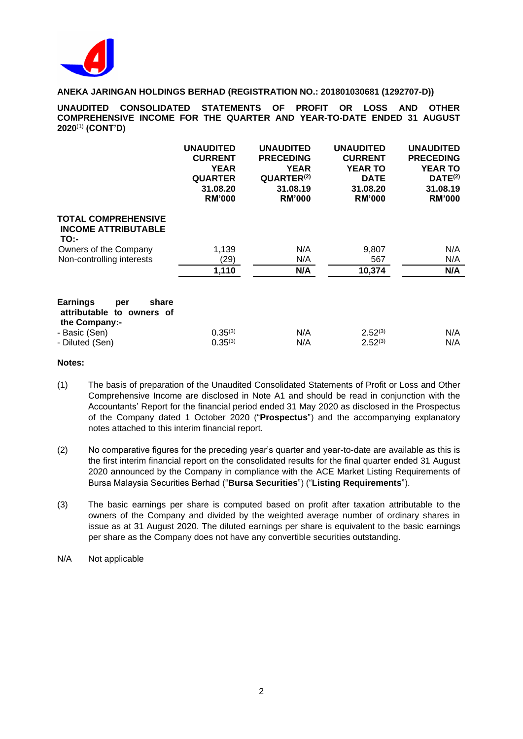**ANEKA JARINGAN HOLDINGS BERHAD (REGISTRATION NO.: 201801030681 (1292707-D))**

**UNAUDITED CONSOLIDATED STATEMENTS OF PROFIT OR LOSS AND OTHER COMPREHENSIVE INCOME FOR THE QUARTER AND YEAR-TO-DATE ENDED 31 AUGUST 2020[1] (CONT'D)**

| | UNAUDITED CURRENT YEAR QUARTER 31.08.20 RM'000 | UNAUDITED PRECEDING YEAR QUARTER[2] 31.08.19 RM'000 | UNAUDITED CURRENT YEAR TO DATE 31.08.20 RM'000 | UNAUDITED PRECEDING YEAR TO DATE[2] 31.08.19 RM'000 |
|---|---|---|---|---|
| **TOTAL COMPREHENSIVE INCOME ATTRIBUTABLE TO:-** | | | | |
| Owners of the Company | 1,139 | N/A | 9,807 | N/A |
| Non-controlling interests | (29) | N/A | 567 | N/A |
| | **1,110** | **N/A** | **10,374** | **N/A** |
| **Earnings per share attributable to owners of the Company:-** | | | | |
| - Basic (Sen) | 0.35[3] | N/A | 2.52[3] | N/A |
| - Diluted (Sen) | 0.35[3] | N/A | 2.52[3] | N/A |

**Notes:**

(1) The basis of preparation of the Unaudited Consolidated Statements of Profit or Loss and Other Comprehensive Income are disclosed in Note A1 and should be read in conjunction with the Accountants' Report for the financial period ended 31 May 2020 as disclosed in the Prospectus of the Company dated 1 October 2020 ("**Prospectus**") and the accompanying explanatory notes attached to this interim financial report.

(2) No comparative figures for the preceding year's quarter and year-to-date are available as this is the first interim financial report on the consolidated results for the final quarter ended 31 August 2020 announced by the Company in compliance with the ACE Market Listing Requirements of Bursa Malaysia Securities Berhad ("**Bursa Securities**") ("**Listing Requirements**").

(3) The basic earnings per share is computed based on profit after taxation attributable to the owners of the Company and divided by the weighted average number of ordinary shares in issue as at 31 August 2020. The diluted earnings per share is equivalent to the basic earnings per share as the Company does not have any convertible securities outstanding.

N/A Not applicable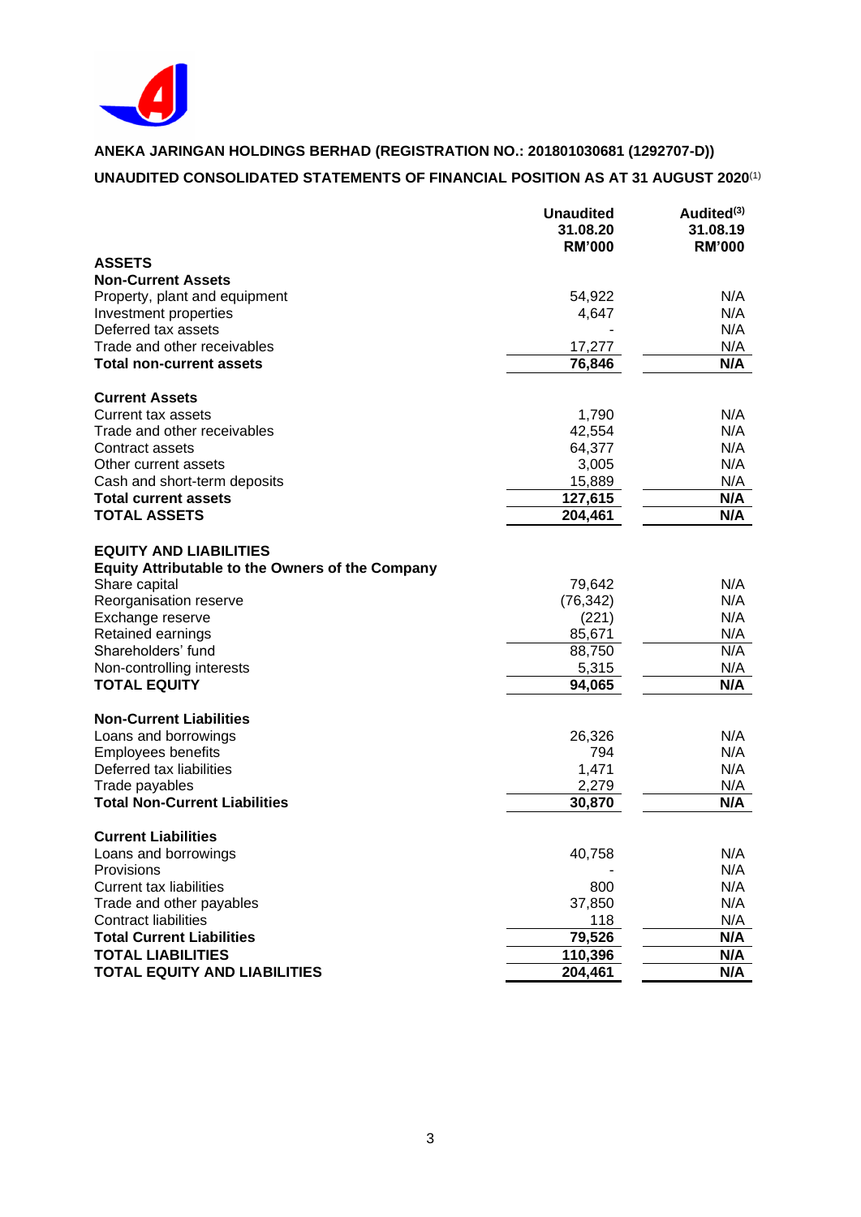**ANEKA JARINGAN HOLDINGS BERHAD (REGISTRATION NO.: 201801030681 (1292707-D))**

**UNAUDITED CONSOLIDATED STATEMENTS OF FINANCIAL POSITION AS AT 31 AUGUST 2020**(1)

| | Unaudited 31.08.20 RM'000 | Audited(3) 31.08.19 RM'000 |
|---|---|---|
| **ASSETS** | | |
| **Non-Current Assets** | | |
| Property, plant and equipment | 54,922 | N/A |
| Investment properties | 4,647 | N/A |
| Deferred tax assets | - | N/A |
| Trade and other receivables | 17,277 | N/A |
| **Total non-current assets** | **76,846** | **N/A** |
| | | |
| **Current Assets** | | |
| Current tax assets | 1,790 | N/A |
| Trade and other receivables | 42,554 | N/A |
| Contract assets | 64,377 | N/A |
| Other current assets | 3,005 | N/A |
| Cash and short-term deposits | 15,889 | N/A |
| **Total current assets** | **127,615** | **N/A** |
| **TOTAL ASSETS** | **204,461** | **N/A** |
| | | |
| **EQUITY AND LIABILITIES** | | |
| **Equity Attributable to the Owners of the Company** | | |
| Share capital | 79,642 | N/A |
| Reorganisation reserve | (76,342) | N/A |
| Exchange reserve | (221) | N/A |
| Retained earnings | 85,671 | N/A |
| Shareholders' fund | 88,750 | N/A |
| Non-controlling interests | 5,315 | N/A |
| **TOTAL EQUITY** | **94,065** | **N/A** |
| | | |
| **Non-Current Liabilities** | | |
| Loans and borrowings | 26,326 | N/A |
| Employees benefits | 794 | N/A |
| Deferred tax liabilities | 1,471 | N/A |
| Trade payables | 2,279 | N/A |
| **Total Non-Current Liabilities** | **30,870** | **N/A** |
| | | |
| **Current Liabilities** | | |
| Loans and borrowings | 40,758 | N/A |
| Provisions | - | N/A |
| Current tax liabilities | 800 | N/A |
| Trade and other payables | 37,850 | N/A |
| Contract liabilities | 118 | N/A |
| **Total Current Liabilities** | **79,526** | **N/A** |
| **TOTAL LIABILITIES** | **110,396** | **N/A** |
| **TOTAL EQUITY AND LIABILITIES** | **204,461** | **N/A** |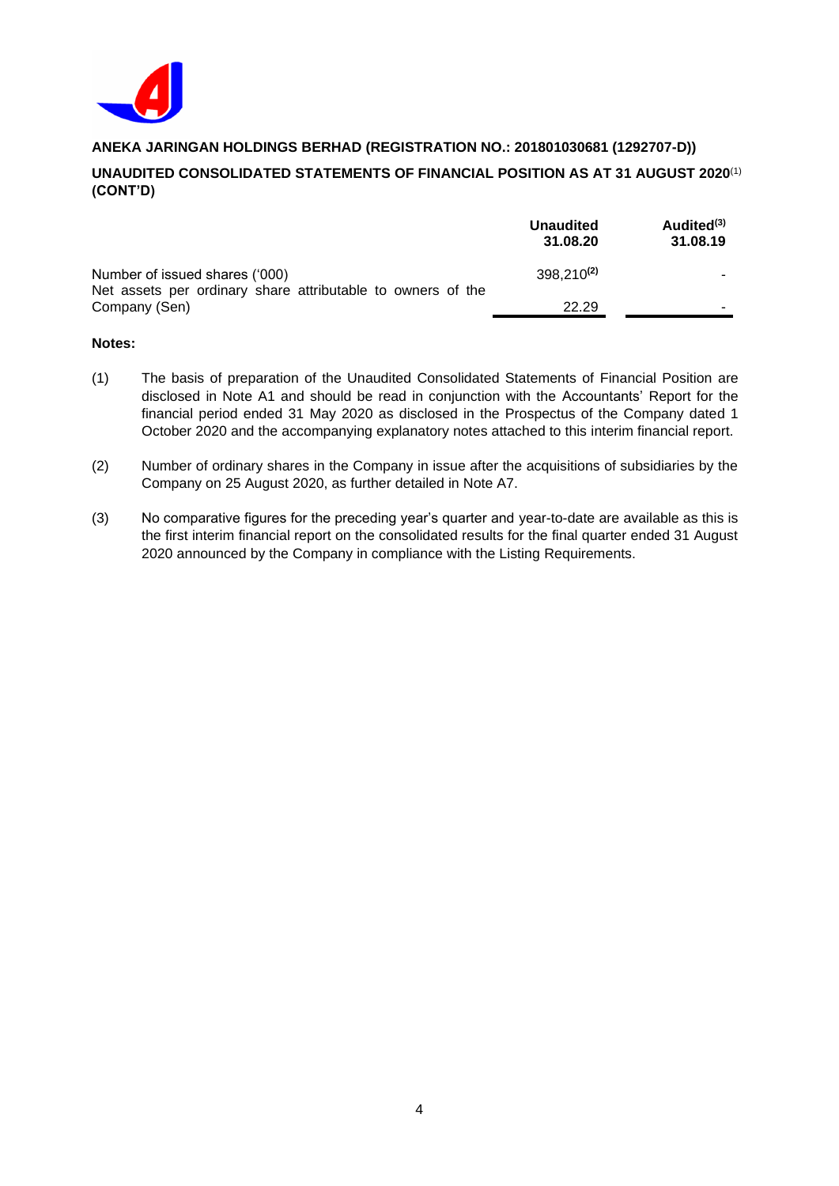**ANEKA JARINGAN HOLDINGS BERHAD (REGISTRATION NO.: 201801030681 (1292707-D))**

**UNAUDITED CONSOLIDATED STATEMENTS OF FINANCIAL POSITION AS AT 31 AUGUST 2020[1] (CONT'D)**

| | Unaudited 31.08.20 | Audited[3] 31.08.19 |
|---|---|---|
| Number of issued shares ('000) | 398,210[2] | - |
| Net assets per ordinary share attributable to owners of the Company (Sen) | 22.29 | - |

**Notes:**

(1) The basis of preparation of the Unaudited Consolidated Statements of Financial Position are disclosed in Note A1 and should be read in conjunction with the Accountants' Report for the financial period ended 31 May 2020 as disclosed in the Prospectus of the Company dated 1 October 2020 and the accompanying explanatory notes attached to this interim financial report.

(2) Number of ordinary shares in the Company in issue after the acquisitions of subsidiaries by the Company on 25 August 2020, as further detailed in Note A7.

(3) No comparative figures for the preceding year's quarter and year-to-date are available as this is the first interim financial report on the consolidated results for the final quarter ended 31 August 2020 announced by the Company in compliance with the Listing Requirements.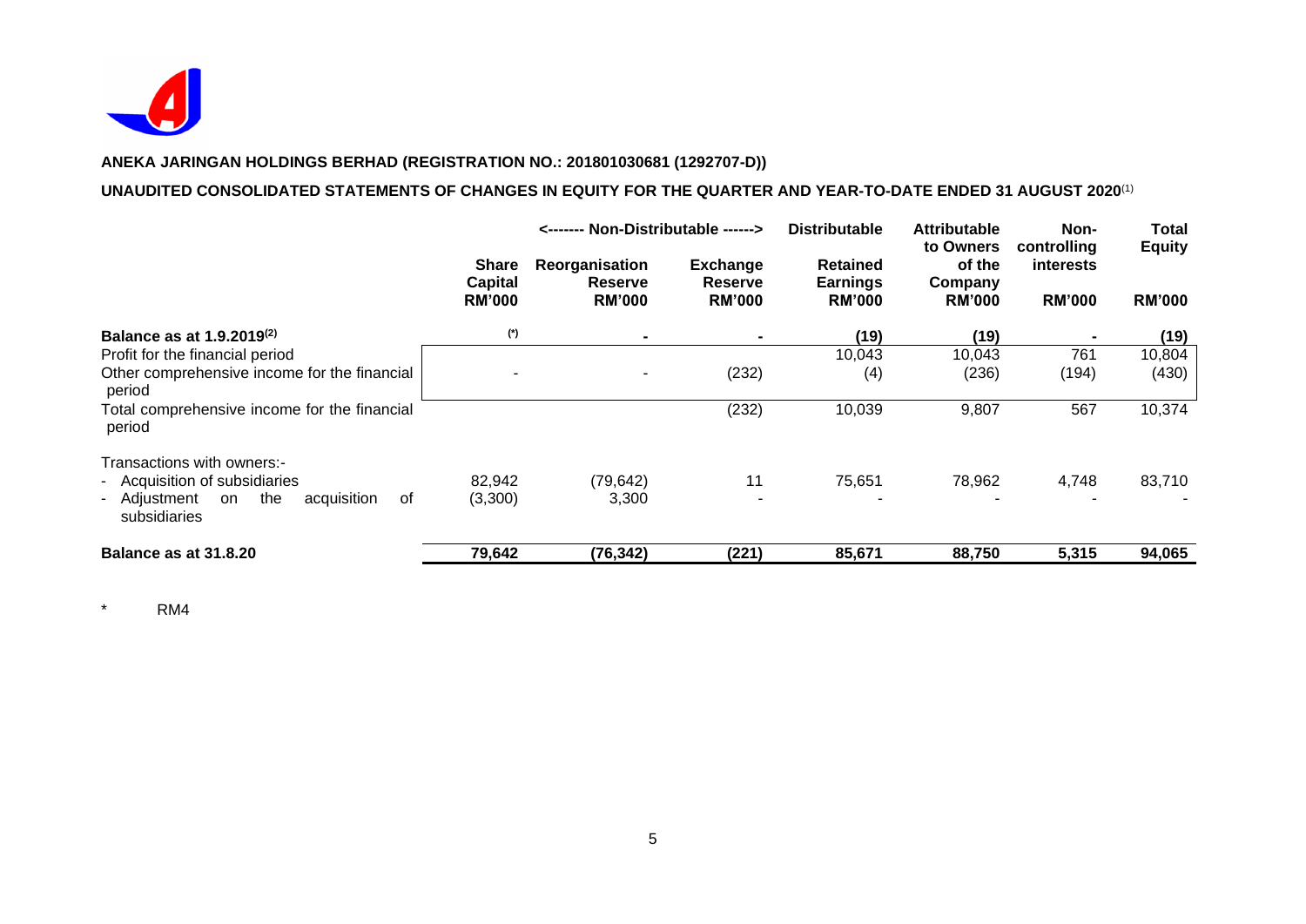**ANEKA JARINGAN HOLDINGS BERHAD (REGISTRATION NO.: 201801030681 (1292707-D))**

**UNAUDITED CONSOLIDATED STATEMENTS OF CHANGES IN EQUITY FOR THE QUARTER AND YEAR-TO-DATE ENDED 31 AUGUST 2020**[1]

| | | <------- Non-Distributable ------> | | Distributable | Attributable to Owners of the Company | Non-controlling interests | Total Equity |
|---|---|---|---|---|---|---|---|
| | Share Capital | Reorganisation Reserve | Exchange Reserve | Retained Earnings | | | |
| | RM'000 | RM'000 | RM'000 | RM'000 | RM'000 | RM'000 | RM'000 |
| **Balance as at 1.9.2019**[2] | (*) | - | - | (19) | (19) | - | (19) |
| Profit for the financial period | | | | 10,043 | 10,043 | 761 | 10,804 |
| Other comprehensive income for the financial period | - | - | (232) | (4) | (236) | (194) | (430) |
| Total comprehensive income for the financial period | | | (232) | 10,039 | 9,807 | 567 | 10,374 |
| Transactions with owners:- | | | | | | | |
| - Acquisition of subsidiaries | 82,942 | (79,642) | 11 | 75,651 | 78,962 | 4,748 | 83,710 |
| - Adjustment on the acquisition of subsidiaries | (3,300) | 3,300 | - | - | - | - | - |
| **Balance as at 31.8.20** | **79,642** | **(76,342)** | **(221)** | **85,671** | **88,750** | **5,315** | **94,065** |

\* RM4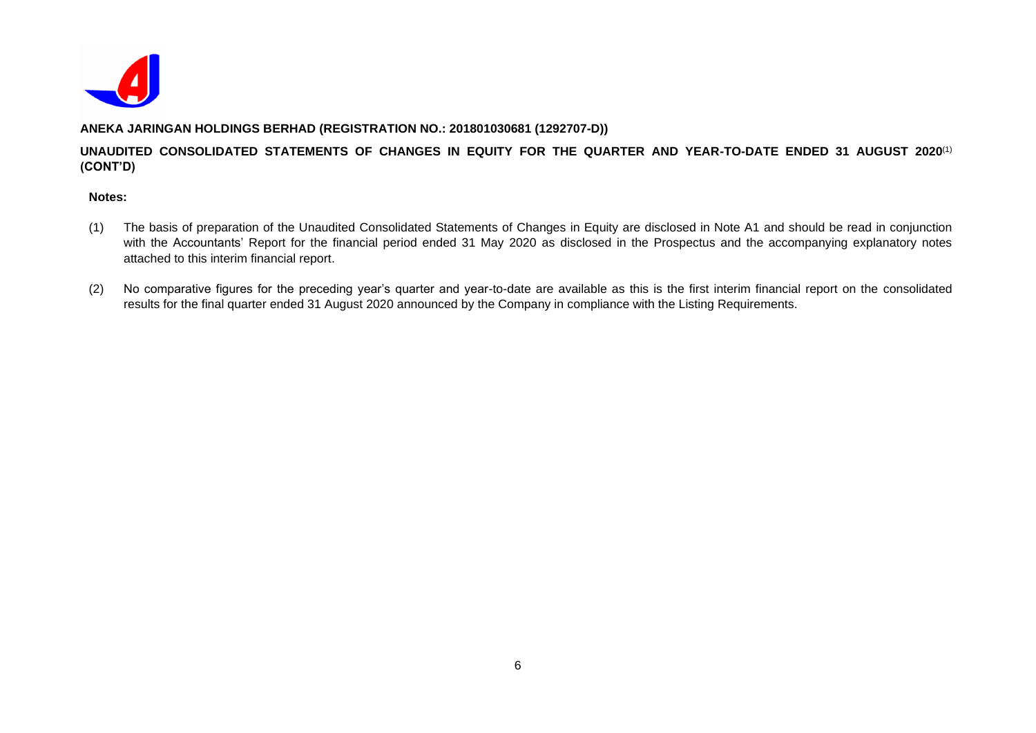**ANEKA JARINGAN HOLDINGS BERHAD (REGISTRATION NO.: 201801030681 (1292707-D))**

**UNAUDITED CONSOLIDATED STATEMENTS OF CHANGES IN EQUITY FOR THE QUARTER AND YEAR-TO-DATE ENDED 31 AUGUST 2020**(1) **(CONT'D)**

**Notes:**

(1) The basis of preparation of the Unaudited Consolidated Statements of Changes in Equity are disclosed in Note A1 and should be read in conjunction with the Accountants' Report for the financial period ended 31 May 2020 as disclosed in the Prospectus and the accompanying explanatory notes attached to this interim financial report.

(2) No comparative figures for the preceding year's quarter and year-to-date are available as this is the first interim financial report on the consolidated results for the final quarter ended 31 August 2020 announced by the Company in compliance with the Listing Requirements.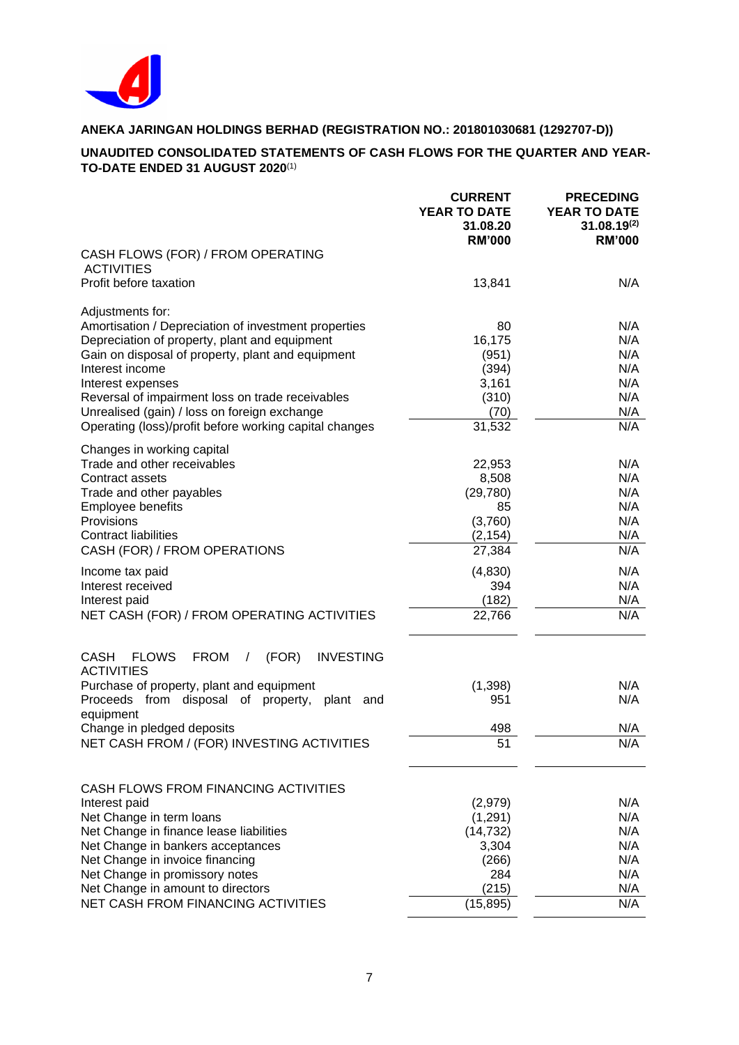**ANEKA JARINGAN HOLDINGS BERHAD (REGISTRATION NO.: 201801030681 (1292707-D))**

**UNAUDITED CONSOLIDATED STATEMENTS OF CASH FLOWS FOR THE QUARTER AND YEAR-TO-DATE ENDED 31 AUGUST 2020**(1)

| | CURRENT YEAR TO DATE 31.08.20 RM'000 | PRECEDING YEAR TO DATE 31.08.19(2) RM'000 |
|---|---|---|
| CASH FLOWS (FOR) / FROM OPERATING ACTIVITIES | | |
| Profit before taxation | 13,841 | N/A |
| | | |
| Adjustments for: | | |
| Amortisation / Depreciation of investment properties | 80 | N/A |
| Depreciation of property, plant and equipment | 16,175 | N/A |
| Gain on disposal of property, plant and equipment | (951) | N/A |
| Interest income | (394) | N/A |
| Interest expenses | 3,161 | N/A |
| Reversal of impairment loss on trade receivables | (310) | N/A |
| Unrealised (gain) / loss on foreign exchange | (70) | N/A |
| Operating (loss)/profit before working capital changes | 31,532 | N/A |
| | | |
| Changes in working capital | | |
| Trade and other receivables | 22,953 | N/A |
| Contract assets | 8,508 | N/A |
| Trade and other payables | (29,780) | N/A |
| Employee benefits | 85 | N/A |
| Provisions | (3,760) | N/A |
| Contract liabilities | (2,154) | N/A |
| CASH (FOR) / FROM OPERATIONS | 27,384 | N/A |
| | | |
| Income tax paid | (4,830) | N/A |
| Interest received | 394 | N/A |
| Interest paid | (182) | N/A |
| NET CASH (FOR) / FROM OPERATING ACTIVITIES | 22,766 | N/A |
| | | |
| CASH FLOWS FROM / (FOR) INVESTING ACTIVITIES | | |
| Purchase of property, plant and equipment | (1,398) | N/A |
| Proceeds from disposal of property, plant and equipment | 951 | N/A |
| Change in pledged deposits | 498 | N/A |
| NET CASH FROM / (FOR) INVESTING ACTIVITIES | 51 | N/A |
| | | |
| CASH FLOWS FROM FINANCING ACTIVITIES | | |
| Interest paid | (2,979) | N/A |
| Net Change in term loans | (1,291) | N/A |
| Net Change in finance lease liabilities | (14,732) | N/A |
| Net Change in bankers acceptances | 3,304 | N/A |
| Net Change in invoice financing | (266) | N/A |
| Net Change in promissory notes | 284 | N/A |
| Net Change in amount to directors | (215) | N/A |
| NET CASH FROM FINANCING ACTIVITIES | (15,895) | N/A |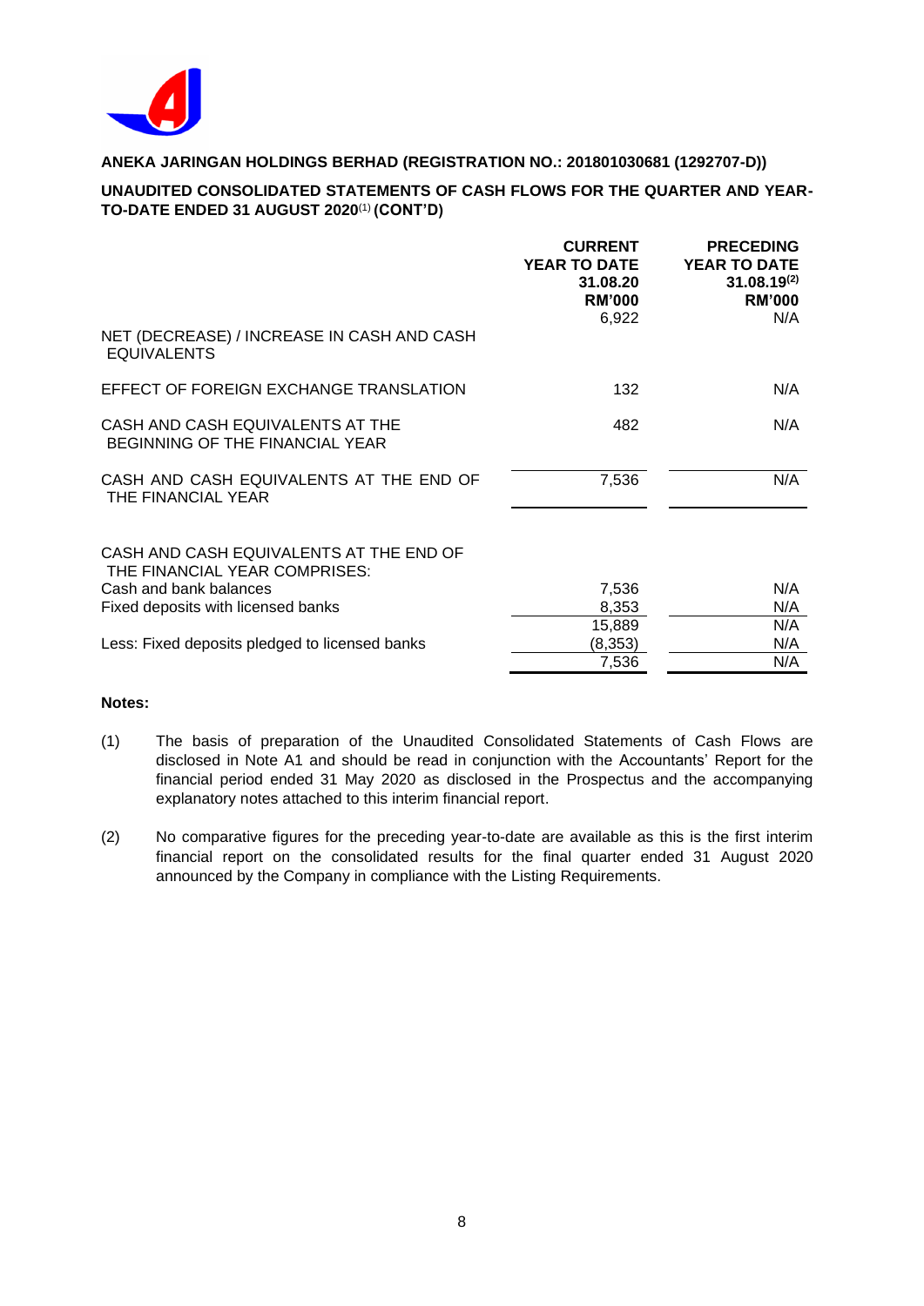**ANEKA JARINGAN HOLDINGS BERHAD (REGISTRATION NO.: 201801030681 (1292707-D))**

**UNAUDITED CONSOLIDATED STATEMENTS OF CASH FLOWS FOR THE QUARTER AND YEAR-TO-DATE ENDED 31 AUGUST 2020[(1)] (CONT'D)**

| | CURRENT YEAR TO DATE 31.08.20 RM'000 | PRECEDING YEAR TO DATE 31.08.19[(2)] RM'000 |
|---|---|---|
| NET (DECREASE) / INCREASE IN CASH AND CASH EQUIVALENTS | 6,922 | N/A |
| EFFECT OF FOREIGN EXCHANGE TRANSLATION | 132 | N/A |
| CASH AND CASH EQUIVALENTS AT THE BEGINNING OF THE FINANCIAL YEAR | 482 | N/A |
| CASH AND CASH EQUIVALENTS AT THE END OF THE FINANCIAL YEAR | 7,536 | N/A |
| | | |
| CASH AND CASH EQUIVALENTS AT THE END OF THE FINANCIAL YEAR COMPRISES: | | |
| Cash and bank balances | 7,536 | N/A |
| Fixed deposits with licensed banks | 8,353 | N/A |
| | 15,889 | N/A |
| Less: Fixed deposits pledged to licensed banks | (8,353) | N/A |
| | 7,536 | N/A |

**Notes:**

(1) The basis of preparation of the Unaudited Consolidated Statements of Cash Flows are disclosed in Note A1 and should be read in conjunction with the Accountants' Report for the financial period ended 31 May 2020 as disclosed in the Prospectus and the accompanying explanatory notes attached to this interim financial report.

(2) No comparative figures for the preceding year-to-date are available as this is the first interim financial report on the consolidated results for the final quarter ended 31 August 2020 announced by the Company in compliance with the Listing Requirements.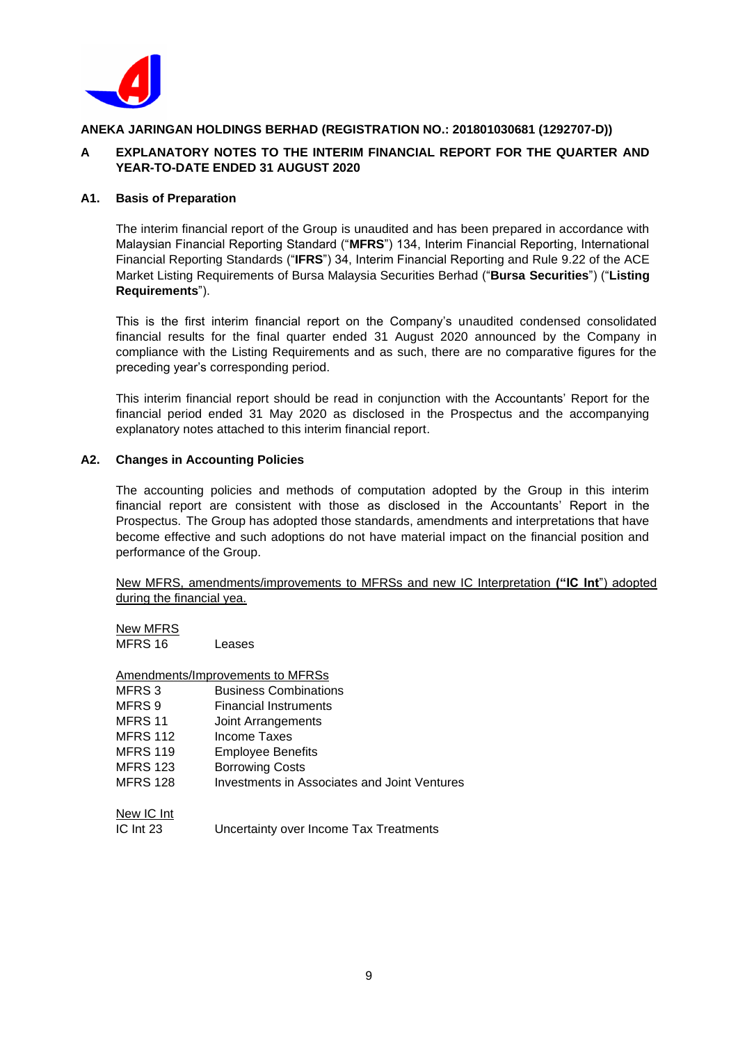**ANEKA JARINGAN HOLDINGS BERHAD (REGISTRATION NO.: 201801030681 (1292707-D))**

## A EXPLANATORY NOTES TO THE INTERIM FINANCIAL REPORT FOR THE QUARTER AND YEAR-TO-DATE ENDED 31 AUGUST 2020

### A1. Basis of Preparation

The interim financial report of the Group is unaudited and has been prepared in accordance with Malaysian Financial Reporting Standard ("**MFRS**") 134, Interim Financial Reporting, International Financial Reporting Standards ("**IFRS**") 34, Interim Financial Reporting and Rule 9.22 of the ACE Market Listing Requirements of Bursa Malaysia Securities Berhad ("**Bursa Securities**") ("**Listing Requirements**").

This is the first interim financial report on the Company's unaudited condensed consolidated financial results for the final quarter ended 31 August 2020 announced by the Company in compliance with the Listing Requirements and as such, there are no comparative figures for the preceding year's corresponding period.

This interim financial report should be read in conjunction with the Accountants' Report for the financial period ended 31 May 2020 as disclosed in the Prospectus and the accompanying explanatory notes attached to this interim financial report.

### A2. Changes in Accounting Policies

The accounting policies and methods of computation adopted by the Group in this interim financial report are consistent with those as disclosed in the Accountants' Report in the Prospectus. The Group has adopted those standards, amendments and interpretations that have become effective and such adoptions do not have material impact on the financial position and performance of the Group.

<u>New MFRS, amendments/improvements to MFRSs and new IC Interpretation **("IC Int**") adopted during the financial yea.</u>

<u>New MFRS</u>

| | |
|---|---|
| MFRS 16 | Leases |

<u>Amendments/Improvements to MFRSs</u>

| | |
|---|---|
| MFRS 3 | Business Combinations |
| MFRS 9 | Financial Instruments |
| MFRS 11 | Joint Arrangements |
| MFRS 112 | Income Taxes |
| MFRS 119 | Employee Benefits |
| MFRS 123 | Borrowing Costs |
| MFRS 128 | Investments in Associates and Joint Ventures |

<u>New IC Int</u>

| | |
|---|---|
| IC Int 23 | Uncertainty over Income Tax Treatments |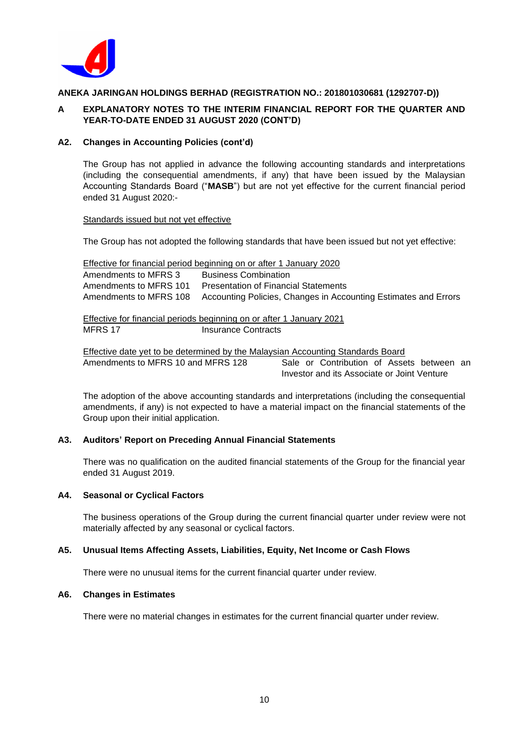**ANEKA JARINGAN HOLDINGS BERHAD (REGISTRATION NO.: 201801030681 (1292707-D))**

**A EXPLANATORY NOTES TO THE INTERIM FINANCIAL REPORT FOR THE QUARTER AND YEAR-TO-DATE ENDED 31 AUGUST 2020 (CONT'D)**

**A2. Changes in Accounting Policies (cont'd)**

The Group has not applied in advance the following accounting standards and interpretations (including the consequential amendments, if any) that have been issued by the Malaysian Accounting Standards Board ("**MASB**") but are not yet effective for the current financial period ended 31 August 2020:-

Standards issued but not yet effective

The Group has not adopted the following standards that have been issued but not yet effective:

Effective for financial period beginning on or after 1 January 2020

| | |
|---|---|
| Amendments to MFRS 3 | Business Combination |
| Amendments to MFRS 101 | Presentation of Financial Statements |
| Amendments to MFRS 108 | Accounting Policies, Changes in Accounting Estimates and Errors |

Effective for financial periods beginning on or after 1 January 2021

| | |
|---|---|
| MFRS 17 | Insurance Contracts |

Effective date yet to be determined by the Malaysian Accounting Standards Board

| | |
|---|---|
| Amendments to MFRS 10 and MFRS 128 | Sale or Contribution of Assets between an Investor and its Associate or Joint Venture |

The adoption of the above accounting standards and interpretations (including the consequential amendments, if any) is not expected to have a material impact on the financial statements of the Group upon their initial application.

**A3. Auditors' Report on Preceding Annual Financial Statements**

There was no qualification on the audited financial statements of the Group for the financial year ended 31 August 2019.

**A4. Seasonal or Cyclical Factors**

The business operations of the Group during the current financial quarter under review were not materially affected by any seasonal or cyclical factors.

**A5. Unusual Items Affecting Assets, Liabilities, Equity, Net Income or Cash Flows**

There were no unusual items for the current financial quarter under review.

**A6. Changes in Estimates**

There were no material changes in estimates for the current financial quarter under review.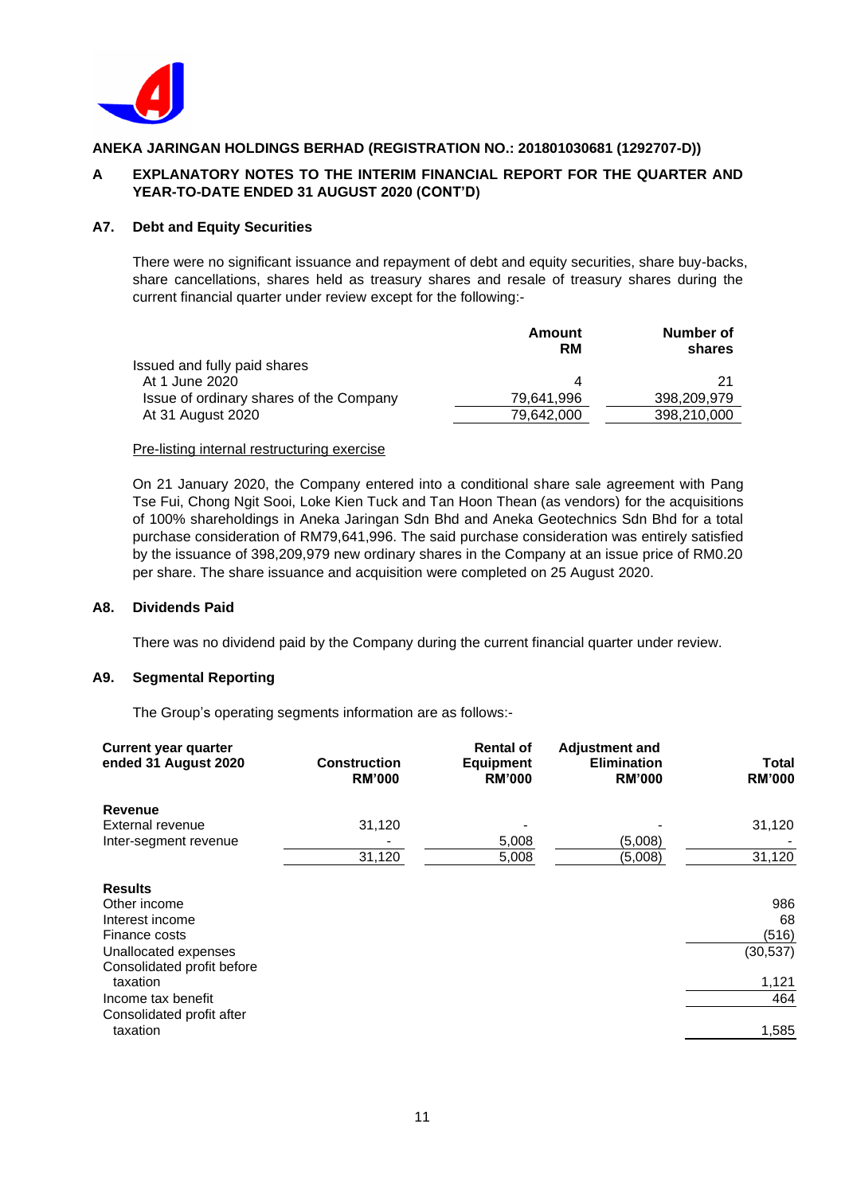**ANEKA JARINGAN HOLDINGS BERHAD (REGISTRATION NO.: 201801030681 (1292707-D))**

**A EXPLANATORY NOTES TO THE INTERIM FINANCIAL REPORT FOR THE QUARTER AND YEAR-TO-DATE ENDED 31 AUGUST 2020 (CONT'D)**

### A7. Debt and Equity Securities

There were no significant issuance and repayment of debt and equity securities, share buy-backs, share cancellations, shares held as treasury shares and resale of treasury shares during the current financial quarter under review except for the following:-

| | Amount RM | Number of shares |
|---|---|---|
| Issued and fully paid shares | | |
| At 1 June 2020 | 4 | 21 |
| Issue of ordinary shares of the Company | 79,641,996 | 398,209,979 |
| At 31 August 2020 | 79,642,000 | 398,210,000 |

<u>Pre-listing internal restructuring exercise</u>

On 21 January 2020, the Company entered into a conditional share sale agreement with Pang Tse Fui, Chong Ngit Sooi, Loke Kien Tuck and Tan Hoon Thean (as vendors) for the acquisitions of 100% shareholdings in Aneka Jaringan Sdn Bhd and Aneka Geotechnics Sdn Bhd for a total purchase consideration of RM79,641,996. The said purchase consideration was entirely satisfied by the issuance of 398,209,979 new ordinary shares in the Company at an issue price of RM0.20 per share. The share issuance and acquisition were completed on 25 August 2020.

### A8. Dividends Paid

There was no dividend paid by the Company during the current financial quarter under review.

### A9. Segmental Reporting

The Group's operating segments information are as follows:-

| Current year quarter ended 31 August 2020 | Construction RM'000 | Rental of Equipment RM'000 | Adjustment and Elimination RM'000 | Total RM'000 |
|---|---|---|---|---|
| **Revenue** | | | | |
| External revenue | 31,120 | - | - | 31,120 |
| Inter-segment revenue | - | 5,008 | (5,008) | - |
| | 31,120 | 5,008 | (5,008) | 31,120 |
| **Results** | | | | |
| Other income | | | | 986 |
| Interest income | | | | 68 |
| Finance costs | | | | (516) |
| Unallocated expenses | | | | (30,537) |
| Consolidated profit before taxation | | | | 1,121 |
| Income tax benefit | | | | 464 |
| Consolidated profit after taxation | | | | 1,585 |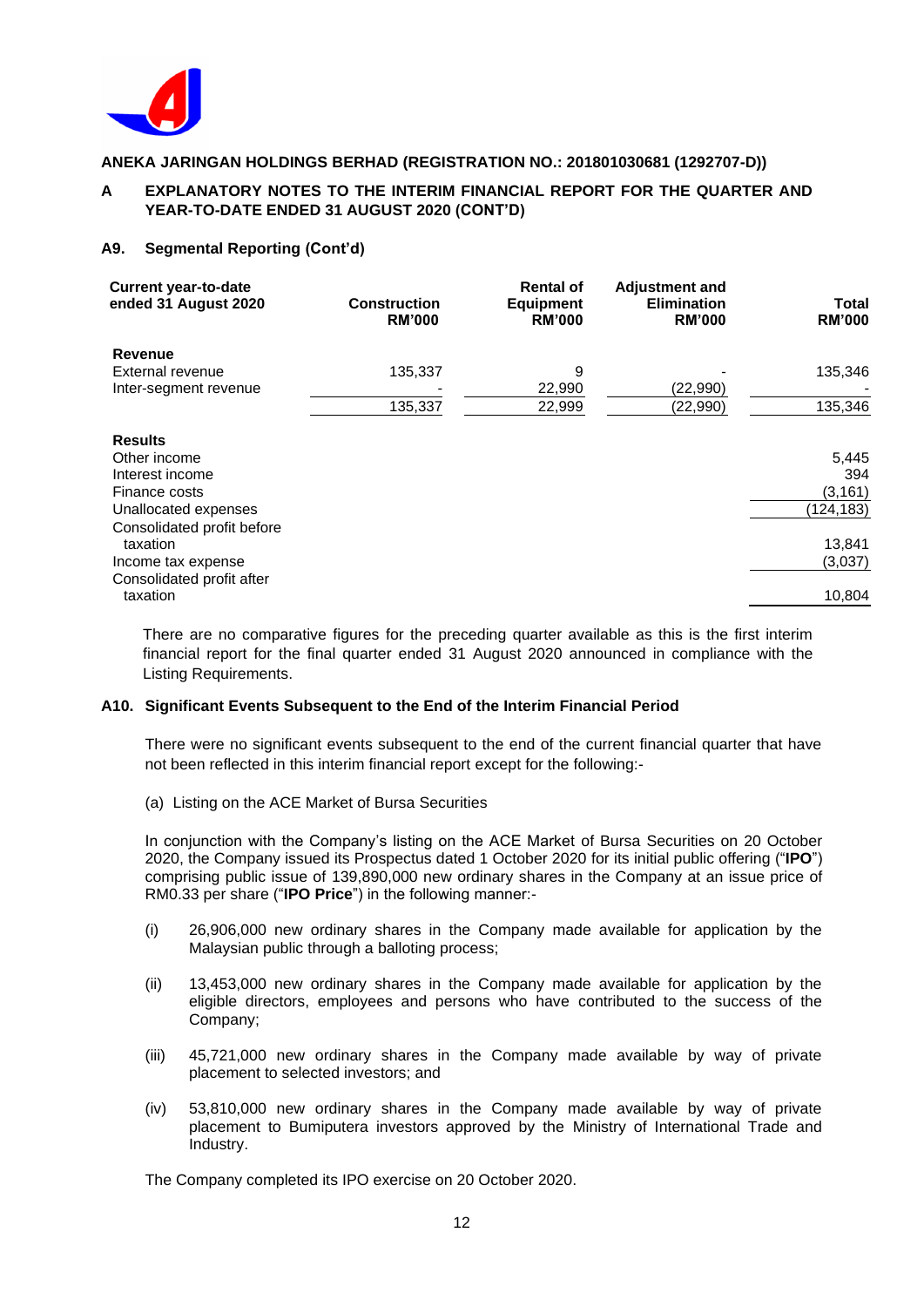ANEKA JARINGAN HOLDINGS BERHAD (REGISTRATION NO.: 201801030681 (1292707-D))

## A EXPLANATORY NOTES TO THE INTERIM FINANCIAL REPORT FOR THE QUARTER AND YEAR-TO-DATE ENDED 31 AUGUST 2020 (CONT'D)

### A9. Segmental Reporting (Cont'd)

| Current year-to-date ended 31 August 2020 | Construction RM'000 | Rental of Equipment RM'000 | Adjustment and Elimination RM'000 | Total RM'000 |
|---|---|---|---|---|
| **Revenue** | | | | |
| External revenue | 135,337 | 9 | - | 135,346 |
| Inter-segment revenue | - | 22,990 | (22,990) | - |
| | 135,337 | 22,999 | (22,990) | 135,346 |
| **Results** | | | | |
| Other income | | | | 5,445 |
| Interest income | | | | 394 |
| Finance costs | | | | (3,161) |
| Unallocated expenses | | | | (124,183) |
| Consolidated profit before taxation | | | | 13,841 |
| Income tax expense | | | | (3,037) |
| Consolidated profit after taxation | | | | 10,804 |

There are no comparative figures for the preceding quarter available as this is the first interim financial report for the final quarter ended 31 August 2020 announced in compliance with the Listing Requirements.

### A10. Significant Events Subsequent to the End of the Interim Financial Period

There were no significant events subsequent to the end of the current financial quarter that have not been reflected in this interim financial report except for the following:-

(a) Listing on the ACE Market of Bursa Securities

In conjunction with the Company's listing on the ACE Market of Bursa Securities on 20 October 2020, the Company issued its Prospectus dated 1 October 2020 for its initial public offering ("**IPO**") comprising public issue of 139,890,000 new ordinary shares in the Company at an issue price of RM0.33 per share ("**IPO Price**") in the following manner:-

(i) 26,906,000 new ordinary shares in the Company made available for application by the Malaysian public through a balloting process;

(ii) 13,453,000 new ordinary shares in the Company made available for application by the eligible directors, employees and persons who have contributed to the success of the Company;

(iii) 45,721,000 new ordinary shares in the Company made available by way of private placement to selected investors; and

(iv) 53,810,000 new ordinary shares in the Company made available by way of private placement to Bumiputera investors approved by the Ministry of International Trade and Industry.

The Company completed its IPO exercise on 20 October 2020.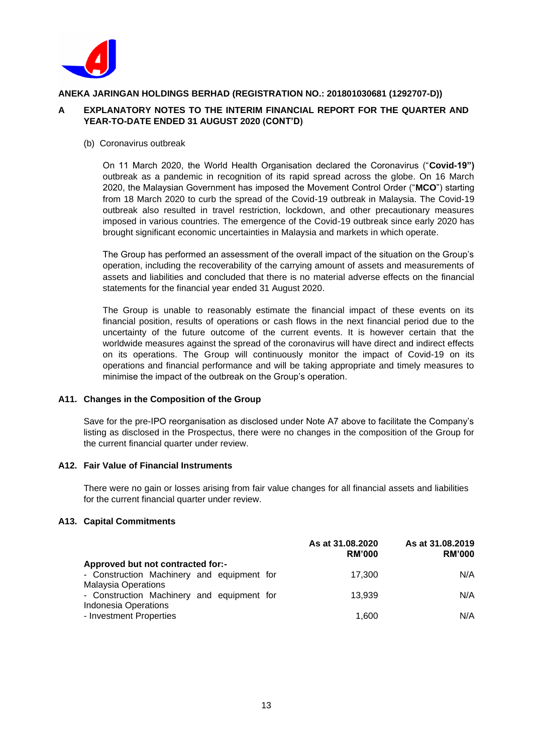**ANEKA JARINGAN HOLDINGS BERHAD (REGISTRATION NO.: 201801030681 (1292707-D))**

**A EXPLANATORY NOTES TO THE INTERIM FINANCIAL REPORT FOR THE QUARTER AND YEAR-TO-DATE ENDED 31 AUGUST 2020 (CONT'D)**

(b) Coronavirus outbreak

On 11 March 2020, the World Health Organisation declared the Coronavirus ("**Covid-19"**) outbreak as a pandemic in recognition of its rapid spread across the globe. On 16 March 2020, the Malaysian Government has imposed the Movement Control Order ("**MCO**") starting from 18 March 2020 to curb the spread of the Covid-19 outbreak in Malaysia. The Covid-19 outbreak also resulted in travel restriction, lockdown, and other precautionary measures imposed in various countries. The emergence of the Covid-19 outbreak since early 2020 has brought significant economic uncertainties in Malaysia and markets in which operate.

The Group has performed an assessment of the overall impact of the situation on the Group's operation, including the recoverability of the carrying amount of assets and measurements of assets and liabilities and concluded that there is no material adverse effects on the financial statements for the financial year ended 31 August 2020.

The Group is unable to reasonably estimate the financial impact of these events on its financial position, results of operations or cash flows in the next financial period due to the uncertainty of the future outcome of the current events. It is however certain that the worldwide measures against the spread of the coronavirus will have direct and indirect effects on its operations. The Group will continuously monitor the impact of Covid-19 on its operations and financial performance and will be taking appropriate and timely measures to minimise the impact of the outbreak on the Group's operation.

### A11. Changes in the Composition of the Group

Save for the pre-IPO reorganisation as disclosed under Note A7 above to facilitate the Company's listing as disclosed in the Prospectus, there were no changes in the composition of the Group for the current financial quarter under review.

### A12. Fair Value of Financial Instruments

There were no gain or losses arising from fair value changes for all financial assets and liabilities for the current financial quarter under review.

### A13. Capital Commitments

| | As at 31.08.2020 RM'000 | As at 31.08.2019 RM'000 |
|---|---|---|
| **Approved but not contracted for:-** | | |
| - Construction Machinery and equipment for Malaysia Operations | 17,300 | N/A |
| - Construction Machinery and equipment for Indonesia Operations | 13,939 | N/A |
| - Investment Properties | 1,600 | N/A |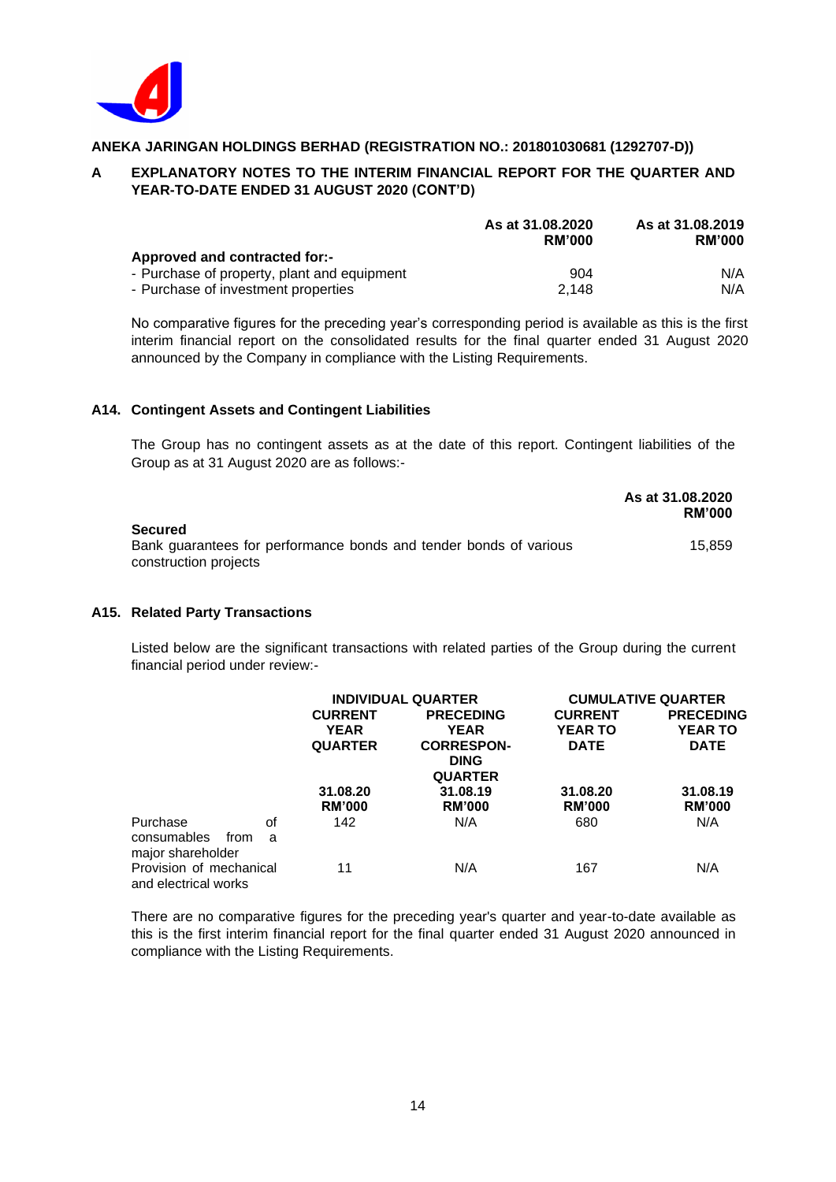**ANEKA JARINGAN HOLDINGS BERHAD (REGISTRATION NO.: 201801030681 (1292707-D))**

**A EXPLANATORY NOTES TO THE INTERIM FINANCIAL REPORT FOR THE QUARTER AND YEAR-TO-DATE ENDED 31 AUGUST 2020 (CONT'D)**

| | As at 31.08.2020 RM'000 | As at 31.08.2019 RM'000 |
|---|---|---|
| **Approved and contracted for:-** | | |
| - Purchase of property, plant and equipment | 904 | N/A |
| - Purchase of investment properties | 2,148 | N/A |

No comparative figures for the preceding year's corresponding period is available as this is the first interim financial report on the consolidated results for the final quarter ended 31 August 2020 announced by the Company in compliance with the Listing Requirements.

### A14. Contingent Assets and Contingent Liabilities

The Group has no contingent assets as at the date of this report. Contingent liabilities of the Group as at 31 August 2020 are as follows:-

| | As at 31.08.2020 RM'000 |
|---|---|
| **Secured** | |
| Bank guarantees for performance bonds and tender bonds of various construction projects | 15,859 |

### A15. Related Party Transactions

Listed below are the significant transactions with related parties of the Group during the current financial period under review:-

| | INDIVIDUAL QUARTER | | CUMULATIVE QUARTER | |
|---|---|---|---|---|
| | CURRENT YEAR QUARTER | PRECEDING YEAR CORRESPONDING QUARTER | CURRENT YEAR TO DATE | PRECEDING YEAR TO DATE |
| | 31.08.20 RM'000 | 31.08.19 RM'000 | 31.08.20 RM'000 | 31.08.19 RM'000 |
| Purchase of consumables from a major shareholder | 142 | N/A | 680 | N/A |
| Provision of mechanical and electrical works | 11 | N/A | 167 | N/A |

There are no comparative figures for the preceding year's quarter and year-to-date available as this is the first interim financial report for the final quarter ended 31 August 2020 announced in compliance with the Listing Requirements.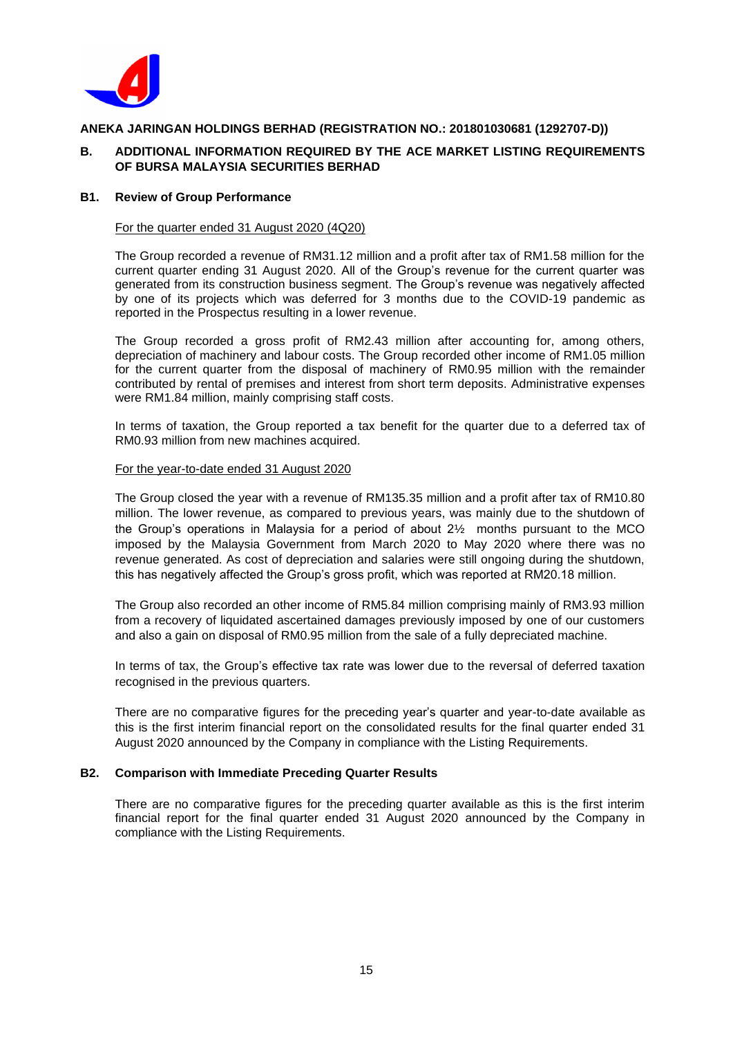**ANEKA JARINGAN HOLDINGS BERHAD (REGISTRATION NO.: 201801030681 (1292707-D))**

## B. ADDITIONAL INFORMATION REQUIRED BY THE ACE MARKET LISTING REQUIREMENTS OF BURSA MALAYSIA SECURITIES BERHAD

### B1. Review of Group Performance

For the quarter ended 31 August 2020 (4Q20)

The Group recorded a revenue of RM31.12 million and a profit after tax of RM1.58 million for the current quarter ending 31 August 2020. All of the Group's revenue for the current quarter was generated from its construction business segment. The Group's revenue was negatively affected by one of its projects which was deferred for 3 months due to the COVID-19 pandemic as reported in the Prospectus resulting in a lower revenue.

The Group recorded a gross profit of RM2.43 million after accounting for, among others, depreciation of machinery and labour costs. The Group recorded other income of RM1.05 million for the current quarter from the disposal of machinery of RM0.95 million with the remainder contributed by rental of premises and interest from short term deposits. Administrative expenses were RM1.84 million, mainly comprising staff costs.

In terms of taxation, the Group reported a tax benefit for the quarter due to a deferred tax of RM0.93 million from new machines acquired.

For the year-to-date ended 31 August 2020

The Group closed the year with a revenue of RM135.35 million and a profit after tax of RM10.80 million. The lower revenue, as compared to previous years, was mainly due to the shutdown of the Group's operations in Malaysia for a period of about 2½ months pursuant to the MCO imposed by the Malaysia Government from March 2020 to May 2020 where there was no revenue generated. As cost of depreciation and salaries were still ongoing during the shutdown, this has negatively affected the Group's gross profit, which was reported at RM20.18 million.

The Group also recorded an other income of RM5.84 million comprising mainly of RM3.93 million from a recovery of liquidated ascertained damages previously imposed by one of our customers and also a gain on disposal of RM0.95 million from the sale of a fully depreciated machine.

In terms of tax, the Group's effective tax rate was lower due to the reversal of deferred taxation recognised in the previous quarters.

There are no comparative figures for the preceding year's quarter and year-to-date available as this is the first interim financial report on the consolidated results for the final quarter ended 31 August 2020 announced by the Company in compliance with the Listing Requirements.

### B2. Comparison with Immediate Preceding Quarter Results

There are no comparative figures for the preceding quarter available as this is the first interim financial report for the final quarter ended 31 August 2020 announced by the Company in compliance with the Listing Requirements.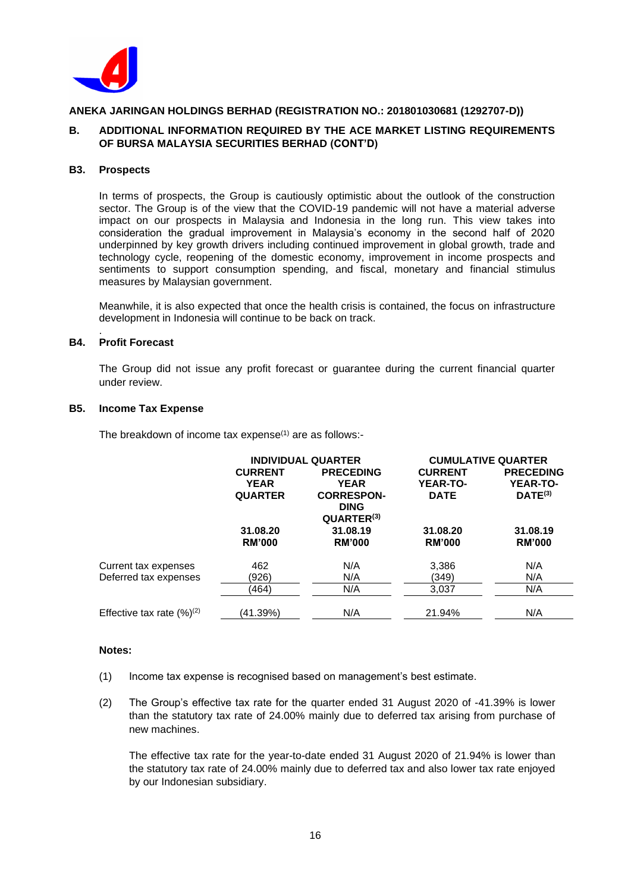**ANEKA JARINGAN HOLDINGS BERHAD (REGISTRATION NO.: 201801030681 (1292707-D))**

## B. ADDITIONAL INFORMATION REQUIRED BY THE ACE MARKET LISTING REQUIREMENTS OF BURSA MALAYSIA SECURITIES BERHAD (CONT'D)

### B3. Prospects

In terms of prospects, the Group is cautiously optimistic about the outlook of the construction sector. The Group is of the view that the COVID-19 pandemic will not have a material adverse impact on our prospects in Malaysia and Indonesia in the long run. This view takes into consideration the gradual improvement in Malaysia's economy in the second half of 2020 underpinned by key growth drivers including continued improvement in global growth, trade and technology cycle, reopening of the domestic economy, improvement in income prospects and sentiments to support consumption spending, and fiscal, monetary and financial stimulus measures by Malaysian government.

Meanwhile, it is also expected that once the health crisis is contained, the focus on infrastructure development in Indonesia will continue to be back on track.

### B4. Profit Forecast

The Group did not issue any profit forecast or guarantee during the current financial quarter under review.

### B5. Income Tax Expense

The breakdown of income tax expense[(1)] are as follows:-

| | INDIVIDUAL QUARTER | | CUMULATIVE QUARTER | |
|---|---|---|---|---|
| | CURRENT YEAR QUARTER | PRECEDING YEAR CORRESPON-DING QUARTER[(3)] | CURRENT YEAR-TO-DATE | PRECEDING YEAR-TO-DATE[(3)] |
| | 31.08.20 RM'000 | 31.08.19 RM'000 | 31.08.20 RM'000 | 31.08.19 RM'000 |
| Current tax expenses | 462 | N/A | 3,386 | N/A |
| Deferred tax expenses | (926) | N/A | (349) | N/A |
| | (464) | N/A | 3,037 | N/A |
| Effective tax rate (%)[(2)] | (41.39%) | N/A | 21.94% | N/A |

**Notes:**

(1) Income tax expense is recognised based on management's best estimate.

(2) The Group's effective tax rate for the quarter ended 31 August 2020 of -41.39% is lower than the statutory tax rate of 24.00% mainly due to deferred tax arising from purchase of new machines.

The effective tax rate for the year-to-date ended 31 August 2020 of 21.94% is lower than the statutory tax rate of 24.00% mainly due to deferred tax and also lower tax rate enjoyed by our Indonesian subsidiary.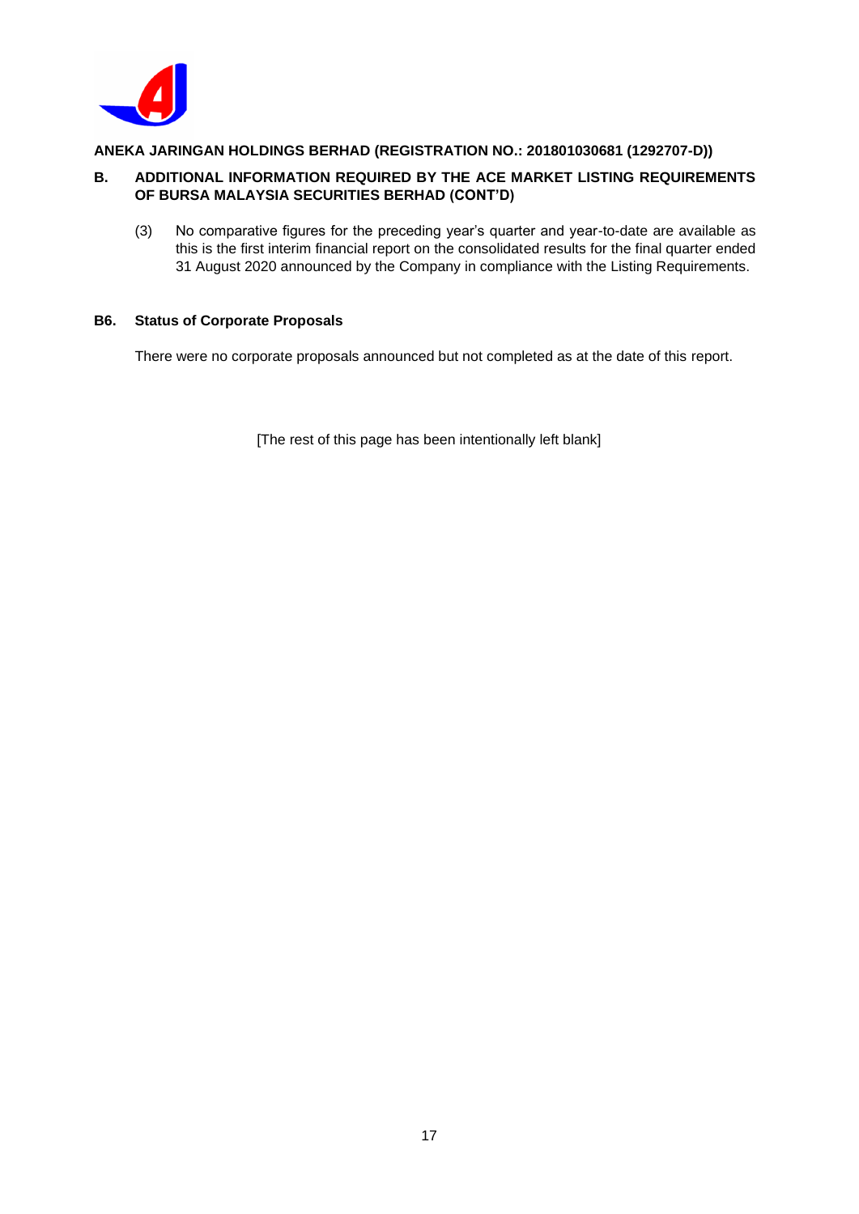ANEKA JARINGAN HOLDINGS BERHAD (REGISTRATION NO.: 201801030681 (1292707-D))

**B. ADDITIONAL INFORMATION REQUIRED BY THE ACE MARKET LISTING REQUIREMENTS OF BURSA MALAYSIA SECURITIES BERHAD (CONT'D)**

(3) No comparative figures for the preceding year's quarter and year-to-date are available as this is the first interim financial report on the consolidated results for the final quarter ended 31 August 2020 announced by the Company in compliance with the Listing Requirements.

### B6. Status of Corporate Proposals

There were no corporate proposals announced but not completed as at the date of this report.

[The rest of this page has been intentionally left blank]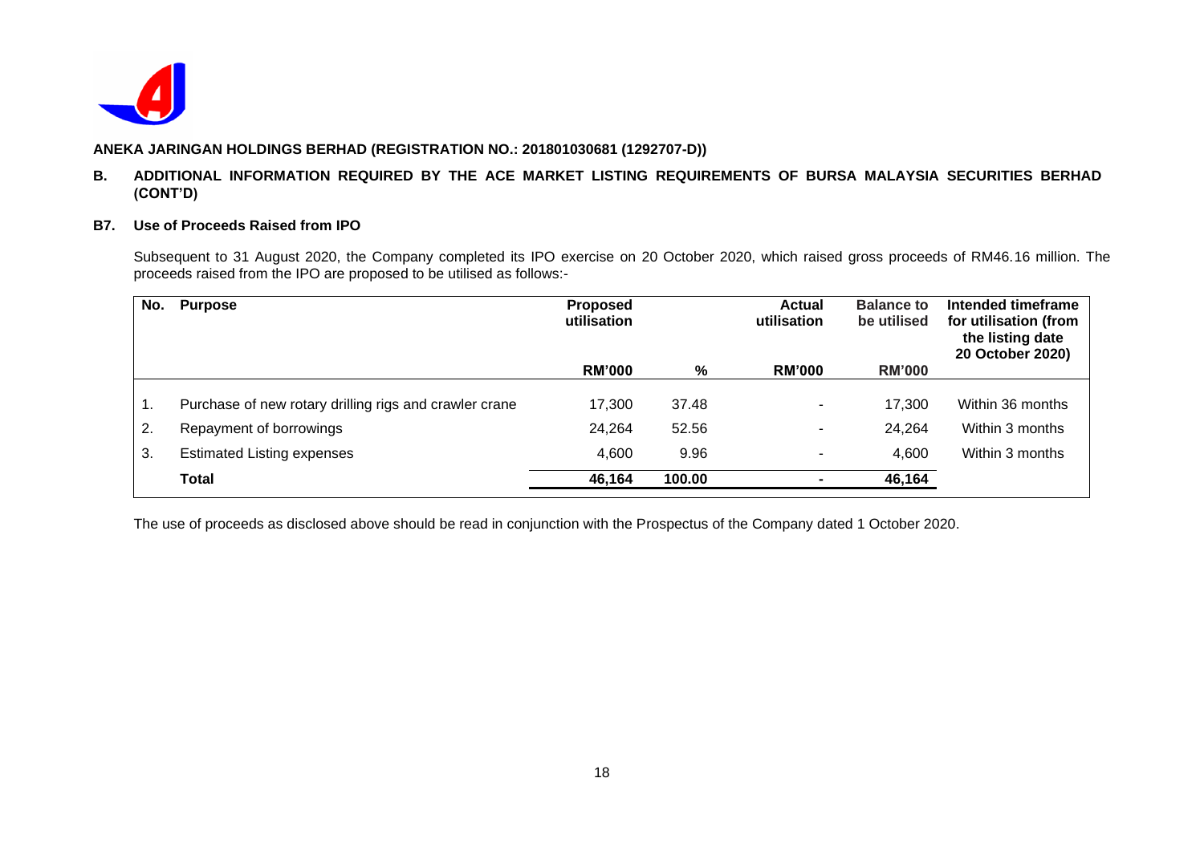**ANEKA JARINGAN HOLDINGS BERHAD (REGISTRATION NO.: 201801030681 (1292707-D))**

## B. ADDITIONAL INFORMATION REQUIRED BY THE ACE MARKET LISTING REQUIREMENTS OF BURSA MALAYSIA SECURITIES BERHAD (CONT'D)

### B7. Use of Proceeds Raised from IPO

Subsequent to 31 August 2020, the Company completed its IPO exercise on 20 October 2020, which raised gross proceeds of RM46.16 million. The proceeds raised from the IPO are proposed to be utilised as follows:-

| No. | Purpose | Proposed utilisation | | Actual utilisation | Balance to be utilised | Intended timeframe for utilisation (from the listing date 20 October 2020) |
|---|---|---|---|---|---|---|
| | | RM'000 | % | RM'000 | RM'000 | |
| 1. | Purchase of new rotary drilling rigs and crawler crane | 17,300 | 37.48 | - | 17,300 | Within 36 months |
| 2. | Repayment of borrowings | 24,264 | 52.56 | - | 24,264 | Within 3 months |
| 3. | Estimated Listing expenses | 4,600 | 9.96 | - | 4,600 | Within 3 months |
| | **Total** | **46,164** | **100.00** | **-** | **46,164** | |

The use of proceeds as disclosed above should be read in conjunction with the Prospectus of the Company dated 1 October 2020.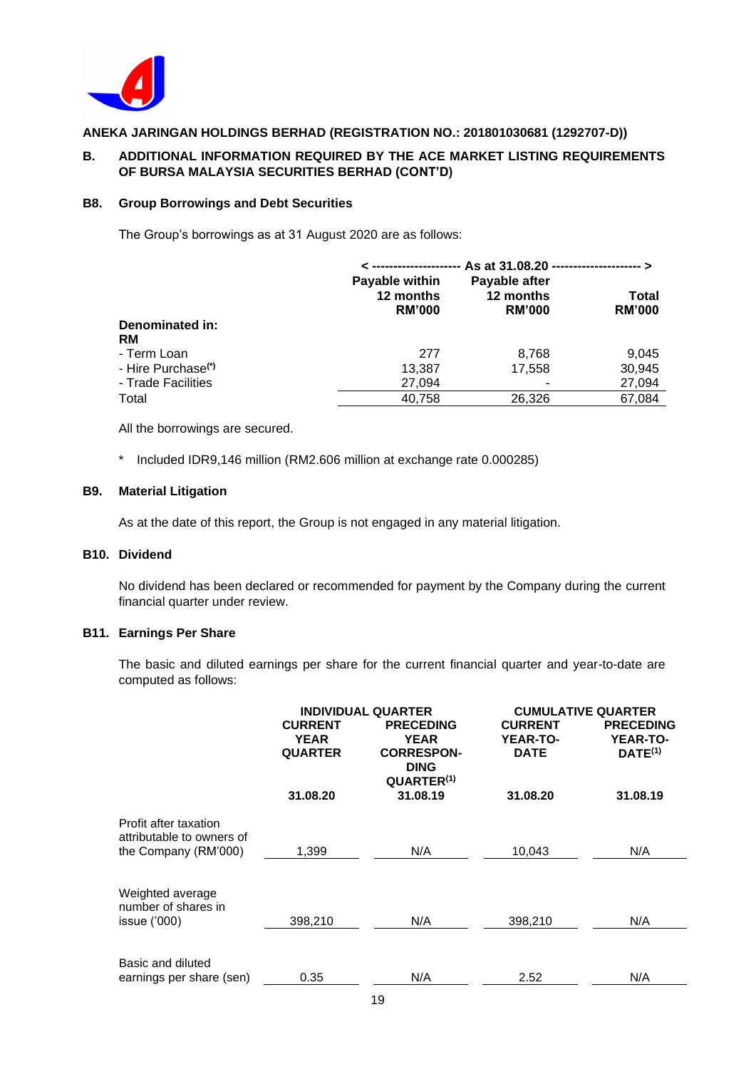**ANEKA JARINGAN HOLDINGS BERHAD (REGISTRATION NO.: 201801030681 (1292707-D))**

**B. ADDITIONAL INFORMATION REQUIRED BY THE ACE MARKET LISTING REQUIREMENTS OF BURSA MALAYSIA SECURITIES BERHAD (CONT'D)**

### B8. Group Borrowings and Debt Securities

The Group's borrowings as at 31 August 2020 are as follows:

| | As at 31.08.20 | | |
|---|---|---|---|
| | Payable within 12 months RM'000 | Payable after 12 months RM'000 | Total RM'000 |
| **Denominated in:** | | | |
| **RM** | | | |
| - Term Loan | 277 | 8,768 | 9,045 |
| - Hire Purchase(*) | 13,387 | 17,558 | 30,945 |
| - Trade Facilities | 27,094 | - | 27,094 |
| Total | 40,758 | 26,326 | 67,084 |

All the borrowings are secured.

\* Included IDR9,146 million (RM2.606 million at exchange rate 0.000285)

### B9. Material Litigation

As at the date of this report, the Group is not engaged in any material litigation.

### B10. Dividend

No dividend has been declared or recommended for payment by the Company during the current financial quarter under review.

### B11. Earnings Per Share

The basic and diluted earnings per share for the current financial quarter and year-to-date are computed as follows:

| | INDIVIDUAL QUARTER | | CUMULATIVE QUARTER | |
|---|---|---|---|---|
| | CURRENT YEAR QUARTER | PRECEDING YEAR CORRESPONDING QUARTER[(1)] | CURRENT YEAR-TO-DATE | PRECEDING YEAR-TO-DATE[(1)] |
| | 31.08.20 | 31.08.19 | 31.08.20 | 31.08.19 |
| Profit after taxation attributable to owners of the Company (RM'000) | 1,399 | N/A | 10,043 | N/A |
| Weighted average number of shares in issue ('000) | 398,210 | N/A | 398,210 | N/A |
| Basic and diluted earnings per share (sen) | 0.35 | N/A | 2.52 | N/A |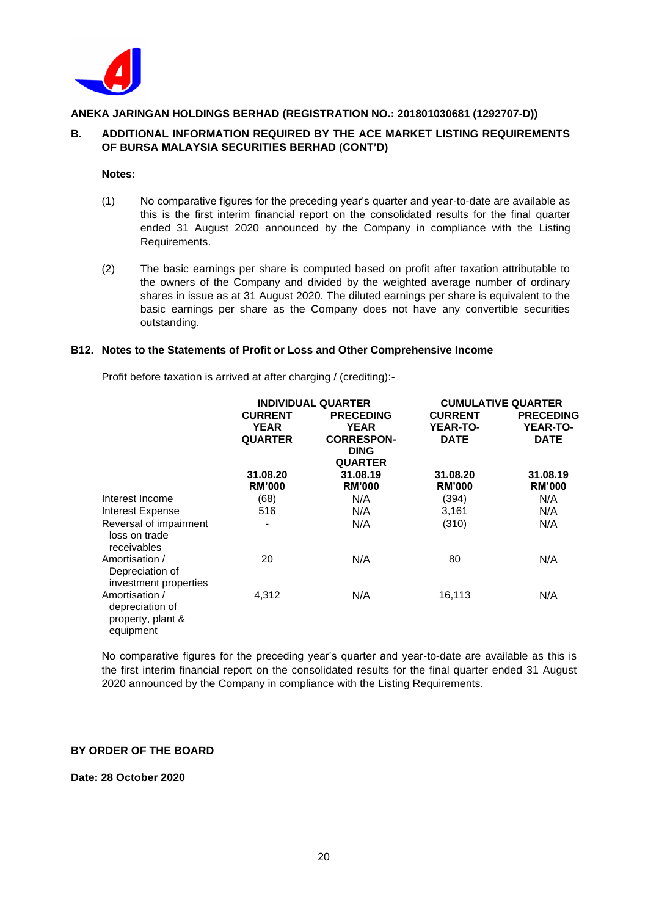**ANEKA JARINGAN HOLDINGS BERHAD (REGISTRATION NO.: 201801030681 (1292707-D))**

## B. ADDITIONAL INFORMATION REQUIRED BY THE ACE MARKET LISTING REQUIREMENTS OF BURSA MALAYSIA SECURITIES BERHAD (CONT'D)

**Notes:**

(1) No comparative figures for the preceding year's quarter and year-to-date are available as this is the first interim financial report on the consolidated results for the final quarter ended 31 August 2020 announced by the Company in compliance with the Listing Requirements.

(2) The basic earnings per share is computed based on profit after taxation attributable to the owners of the Company and divided by the weighted average number of ordinary shares in issue as at 31 August 2020. The diluted earnings per share is equivalent to the basic earnings per share as the Company does not have any convertible securities outstanding.

### B12. Notes to the Statements of Profit or Loss and Other Comprehensive Income

Profit before taxation is arrived at after charging / (crediting):-

| | INDIVIDUAL QUARTER | | CUMULATIVE QUARTER | |
|---|---|---|---|---|
| | CURRENT YEAR QUARTER | PRECEDING YEAR CORRESPONDING QUARTER | CURRENT YEAR-TO-DATE | PRECEDING YEAR-TO-DATE |
| | 31.08.20 RM'000 | 31.08.19 RM'000 | 31.08.20 RM'000 | 31.08.19 RM'000 |
| Interest Income | (68) | N/A | (394) | N/A |
| Interest Expense | 516 | N/A | 3,161 | N/A |
| Reversal of impairment loss on trade receivables | - | N/A | (310) | N/A |
| Amortisation / Depreciation of investment properties | 20 | N/A | 80 | N/A |
| Amortisation / depreciation of property, plant & equipment | 4,312 | N/A | 16,113 | N/A |

No comparative figures for the preceding year's quarter and year-to-date are available as this is the first interim financial report on the consolidated results for the final quarter ended 31 August 2020 announced by the Company in compliance with the Listing Requirements.

**BY ORDER OF THE BOARD**

**Date: 28 October 2020**